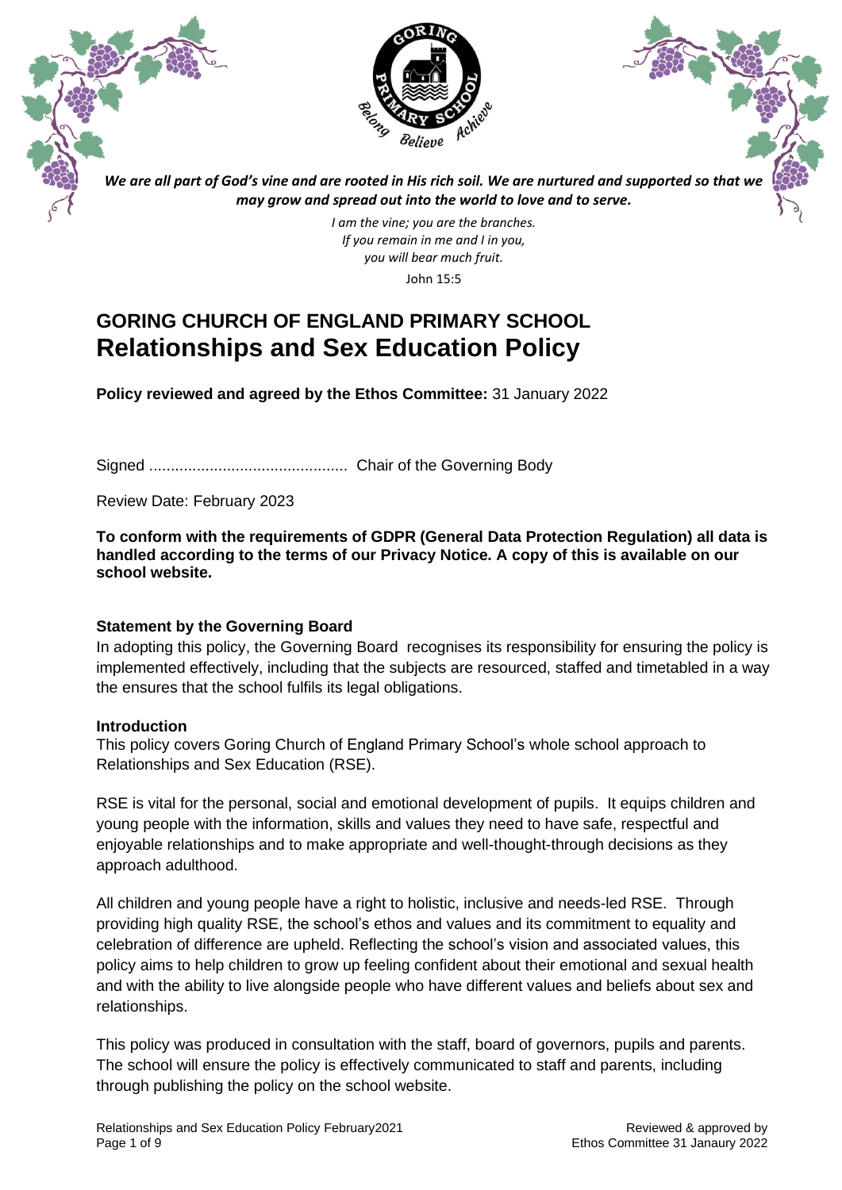*We are all part of God's vine and are rooted in His rich soil. We are nurtured and supported so that we may grow and spread out into the world to love and to serve.*

*I am the vine; you are the branches.*
*If you remain in me and I in you,*
*you will bear much fruit.*
John 15:5

# GORING CHURCH OF ENGLAND PRIMARY SCHOOL
# Relationships and Sex Education Policy

**Policy reviewed and agreed by the Ethos Committee:** 31 January 2022

Signed ............................................. Chair of the Governing Body

Review Date: February 2023

**To conform with the requirements of GDPR (General Data Protection Regulation) all data is handled according to the terms of our Privacy Notice. A copy of this is available on our school website.**

### Statement by the Governing Board

In adopting this policy, the Governing Board recognises its responsibility for ensuring the policy is implemented effectively, including that the subjects are resourced, staffed and timetabled in a way the ensures that the school fulfils its legal obligations.

### Introduction

This policy covers Goring Church of England Primary School's whole school approach to Relationships and Sex Education (RSE).

RSE is vital for the personal, social and emotional development of pupils. It equips children and young people with the information, skills and values they need to have safe, respectful and enjoyable relationships and to make appropriate and well-thought-through decisions as they approach adulthood.

All children and young people have a right to holistic, inclusive and needs-led RSE. Through providing high quality RSE, the school's ethos and values and its commitment to equality and celebration of difference are upheld. Reflecting the school's vision and associated values, this policy aims to help children to grow up feeling confident about their emotional and sexual health and with the ability to live alongside people who have different values and beliefs about sex and relationships.

This policy was produced in consultation with the staff, board of governors, pupils and parents. The school will ensure the policy is effectively communicated to staff and parents, including through publishing the policy on the school website.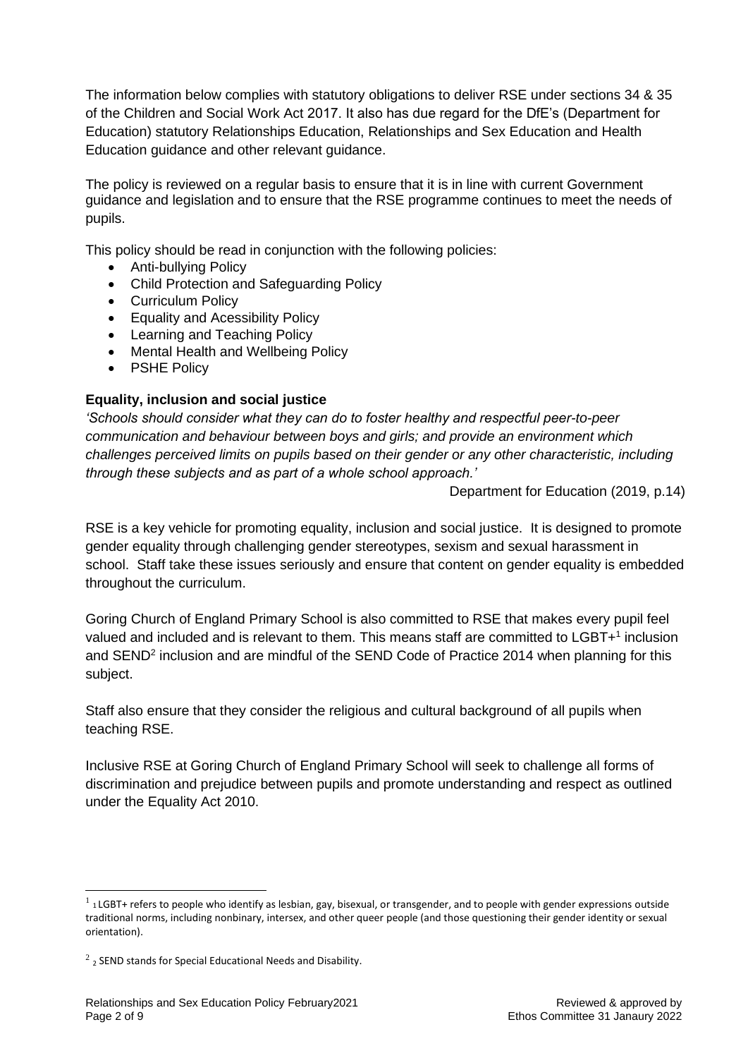The information below complies with statutory obligations to deliver RSE under sections 34 & 35 of the Children and Social Work Act 2017. It also has due regard for the DfE's (Department for Education) statutory Relationships Education, Relationships and Sex Education and Health Education guidance and other relevant guidance.

The policy is reviewed on a regular basis to ensure that it is in line with current Government guidance and legislation and to ensure that the RSE programme continues to meet the needs of pupils.

This policy should be read in conjunction with the following policies:

- Anti-bullying Policy
- Child Protection and Safeguarding Policy
- Curriculum Policy
- Equality and Acessibility Policy
- Learning and Teaching Policy
- Mental Health and Wellbeing Policy
- PSHE Policy

**Equality, inclusion and social justice**

*'Schools should consider what they can do to foster healthy and respectful peer-to-peer communication and behaviour between boys and girls; and provide an environment which challenges perceived limits on pupils based on their gender or any other characteristic, including through these subjects and as part of a whole school approach.'*

Department for Education (2019, p.14)

RSE is a key vehicle for promoting equality, inclusion and social justice. It is designed to promote gender equality through challenging gender stereotypes, sexism and sexual harassment in school. Staff take these issues seriously and ensure that content on gender equality is embedded throughout the curriculum.

Goring Church of England Primary School is also committed to RSE that makes every pupil feel valued and included and is relevant to them. This means staff are committed to LGBT+[1] inclusion and SEND[2] inclusion and are mindful of the SEND Code of Practice 2014 when planning for this subject.

Staff also ensure that they consider the religious and cultural background of all pupils when teaching RSE.

Inclusive RSE at Goring Church of England Primary School will seek to challenge all forms of discrimination and prejudice between pupils and promote understanding and respect as outlined under the Equality Act 2010.

---

[1] 1 LGBT+ refers to people who identify as lesbian, gay, bisexual, or transgender, and to people with gender expressions outside traditional norms, including nonbinary, intersex, and other queer people (and those questioning their gender identity or sexual orientation).

[2] 2 SEND stands for Special Educational Needs and Disability.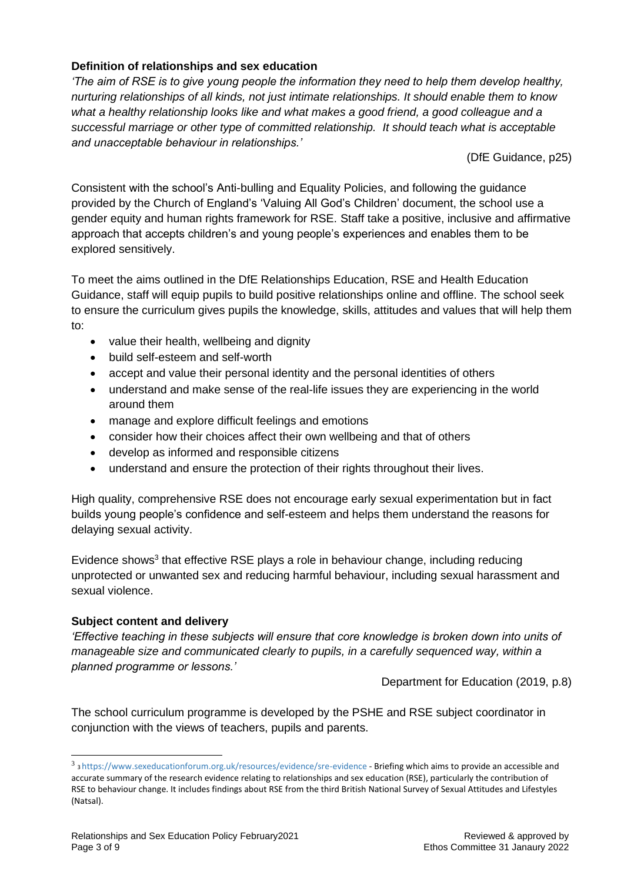**Definition of relationships and sex education**

*'The aim of RSE is to give young people the information they need to help them develop healthy, nurturing relationships of all kinds, not just intimate relationships. It should enable them to know what a healthy relationship looks like and what makes a good friend, a good colleague and a successful marriage or other type of committed relationship. It should teach what is acceptable and unacceptable behaviour in relationships.'*

(DfE Guidance, p25)

Consistent with the school's Anti-bulling and Equality Policies, and following the guidance provided by the Church of England's 'Valuing All God's Children' document, the school use a gender equity and human rights framework for RSE. Staff take a positive, inclusive and affirmative approach that accepts children's and young people's experiences and enables them to be explored sensitively.

To meet the aims outlined in the DfE Relationships Education, RSE and Health Education Guidance, staff will equip pupils to build positive relationships online and offline. The school seek to ensure the curriculum gives pupils the knowledge, skills, attitudes and values that will help them to:

- value their health, wellbeing and dignity
- build self-esteem and self-worth
- accept and value their personal identity and the personal identities of others
- understand and make sense of the real-life issues they are experiencing in the world around them
- manage and explore difficult feelings and emotions
- consider how their choices affect their own wellbeing and that of others
- develop as informed and responsible citizens
- understand and ensure the protection of their rights throughout their lives.

High quality, comprehensive RSE does not encourage early sexual experimentation but in fact builds young people's confidence and self-esteem and helps them understand the reasons for delaying sexual activity.

Evidence shows[3] that effective RSE plays a role in behaviour change, including reducing unprotected or unwanted sex and reducing harmful behaviour, including sexual harassment and sexual violence.

**Subject content and delivery**

*'Effective teaching in these subjects will ensure that core knowledge is broken down into units of manageable size and communicated clearly to pupils, in a carefully sequenced way, within a planned programme or lessons.'*

Department for Education (2019, p.8)

The school curriculum programme is developed by the PSHE and RSE subject coordinator in conjunction with the views of teachers, pupils and parents.

---

[3] [3] https://www.sexeducationforum.org.uk/resources/evidence/sre-evidence - Briefing which aims to provide an accessible and accurate summary of the research evidence relating to relationships and sex education (RSE), particularly the contribution of RSE to behaviour change. It includes findings about RSE from the third British National Survey of Sexual Attitudes and Lifestyles (Natsal).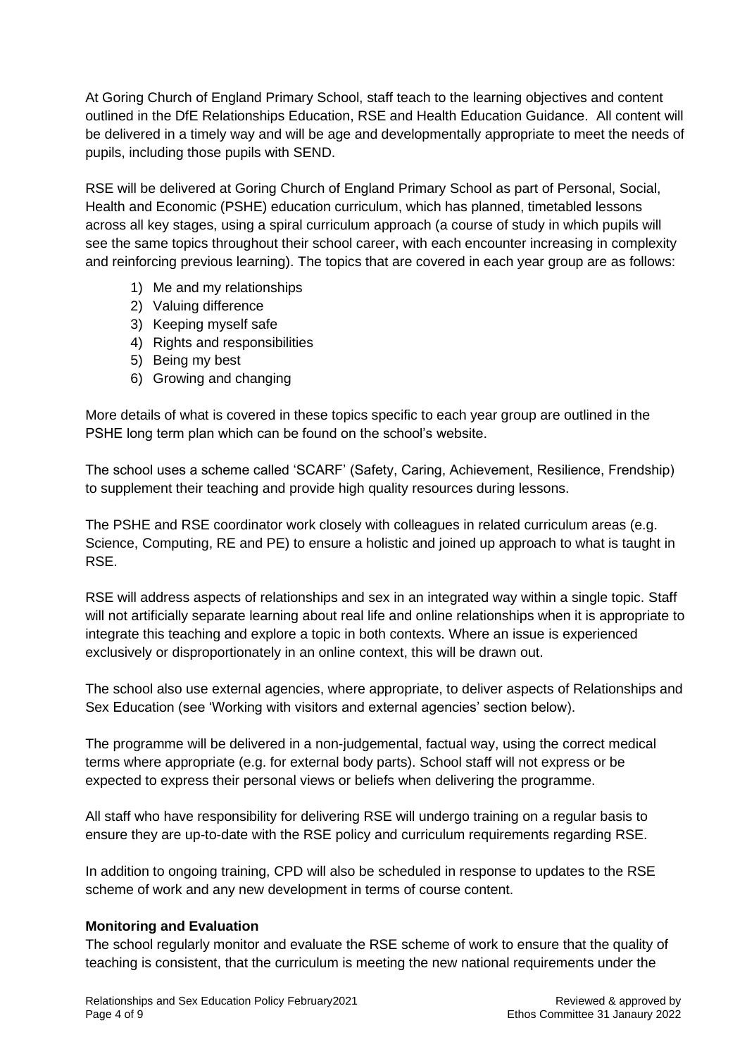At Goring Church of England Primary School, staff teach to the learning objectives and content outlined in the DfE Relationships Education, RSE and Health Education Guidance. All content will be delivered in a timely way and will be age and developmentally appropriate to meet the needs of pupils, including those pupils with SEND.

RSE will be delivered at Goring Church of England Primary School as part of Personal, Social, Health and Economic (PSHE) education curriculum, which has planned, timetabled lessons across all key stages, using a spiral curriculum approach (a course of study in which pupils will see the same topics throughout their school career, with each encounter increasing in complexity and reinforcing previous learning). The topics that are covered in each year group are as follows:

1) Me and my relationships
2) Valuing difference
3) Keeping myself safe
4) Rights and responsibilities
5) Being my best
6) Growing and changing

More details of what is covered in these topics specific to each year group are outlined in the PSHE long term plan which can be found on the school's website.

The school uses a scheme called 'SCARF' (Safety, Caring, Achievement, Resilience, Frendship) to supplement their teaching and provide high quality resources during lessons.

The PSHE and RSE coordinator work closely with colleagues in related curriculum areas (e.g. Science, Computing, RE and PE) to ensure a holistic and joined up approach to what is taught in RSE.

RSE will address aspects of relationships and sex in an integrated way within a single topic. Staff will not artificially separate learning about real life and online relationships when it is appropriate to integrate this teaching and explore a topic in both contexts. Where an issue is experienced exclusively or disproportionately in an online context, this will be drawn out.

The school also use external agencies, where appropriate, to deliver aspects of Relationships and Sex Education (see 'Working with visitors and external agencies' section below).

The programme will be delivered in a non-judgemental, factual way, using the correct medical terms where appropriate (e.g. for external body parts). School staff will not express or be expected to express their personal views or beliefs when delivering the programme.

All staff who have responsibility for delivering RSE will undergo training on a regular basis to ensure they are up-to-date with the RSE policy and curriculum requirements regarding RSE.

In addition to ongoing training, CPD will also be scheduled in response to updates to the RSE scheme of work and any new development in terms of course content.

**Monitoring and Evaluation**

The school regularly monitor and evaluate the RSE scheme of work to ensure that the quality of teaching is consistent, that the curriculum is meeting the new national requirements under the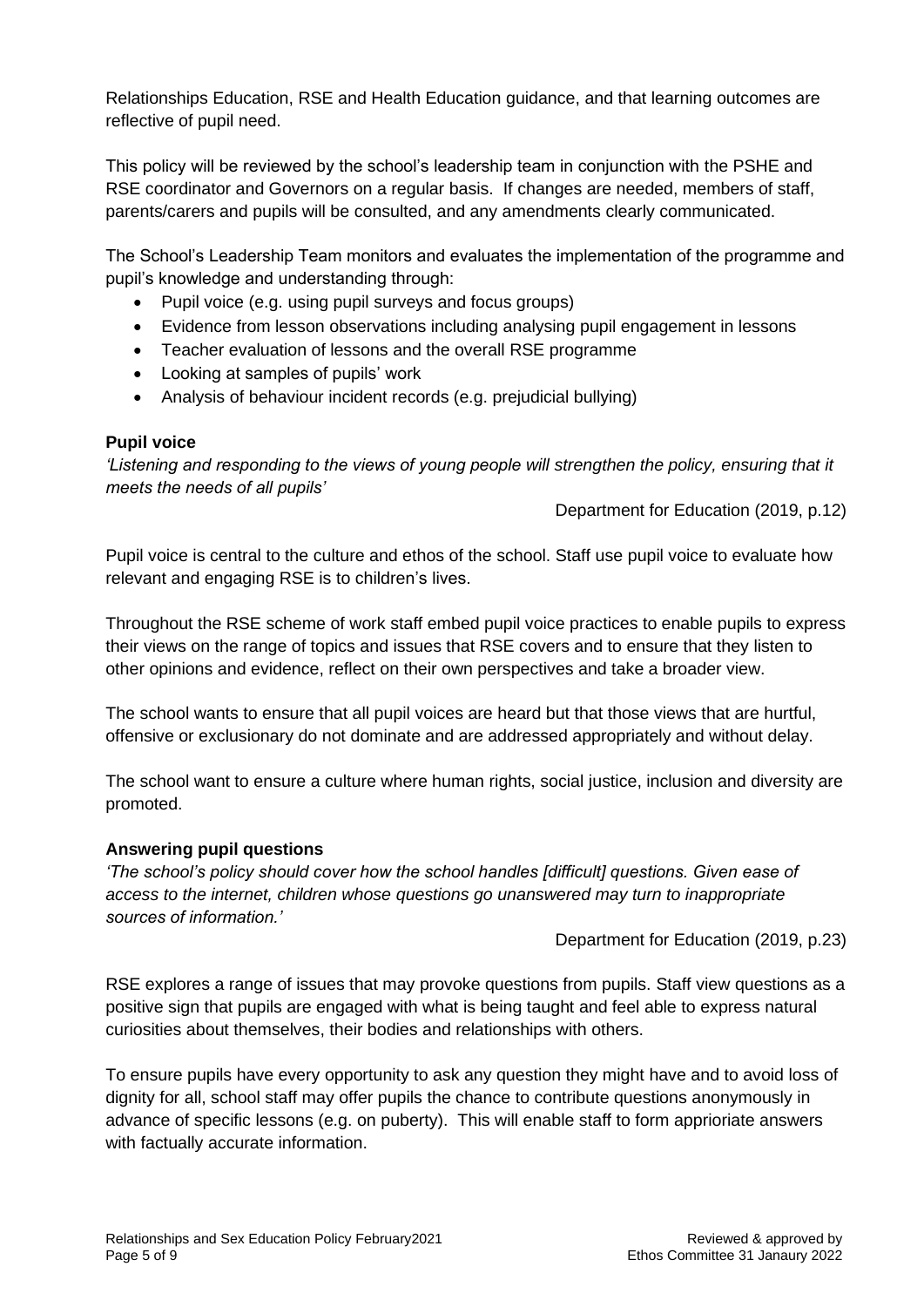Relationships Education, RSE and Health Education guidance, and that learning outcomes are reflective of pupil need.

This policy will be reviewed by the school's leadership team in conjunction with the PSHE and RSE coordinator and Governors on a regular basis. If changes are needed, members of staff, parents/carers and pupils will be consulted, and any amendments clearly communicated.

The School's Leadership Team monitors and evaluates the implementation of the programme and pupil's knowledge and understanding through:

- Pupil voice (e.g. using pupil surveys and focus groups)
- Evidence from lesson observations including analysing pupil engagement in lessons
- Teacher evaluation of lessons and the overall RSE programme
- Looking at samples of pupils' work
- Analysis of behaviour incident records (e.g. prejudicial bullying)

**Pupil voice**

*'Listening and responding to the views of young people will strengthen the policy, ensuring that it meets the needs of all pupils'*

Department for Education (2019, p.12)

Pupil voice is central to the culture and ethos of the school. Staff use pupil voice to evaluate how relevant and engaging RSE is to children's lives.

Throughout the RSE scheme of work staff embed pupil voice practices to enable pupils to express their views on the range of topics and issues that RSE covers and to ensure that they listen to other opinions and evidence, reflect on their own perspectives and take a broader view.

The school wants to ensure that all pupil voices are heard but that those views that are hurtful, offensive or exclusionary do not dominate and are addressed appropriately and without delay.

The school want to ensure a culture where human rights, social justice, inclusion and diversity are promoted.

**Answering pupil questions**

*'The school's policy should cover how the school handles [difficult] questions. Given ease of access to the internet, children whose questions go unanswered may turn to inappropriate sources of information.'*

Department for Education (2019, p.23)

RSE explores a range of issues that may provoke questions from pupils. Staff view questions as a positive sign that pupils are engaged with what is being taught and feel able to express natural curiosities about themselves, their bodies and relationships with others.

To ensure pupils have every opportunity to ask any question they might have and to avoid loss of dignity for all, school staff may offer pupils the chance to contribute questions anonymously in advance of specific lessons (e.g. on puberty). This will enable staff to form apprioriate answers with factually accurate information.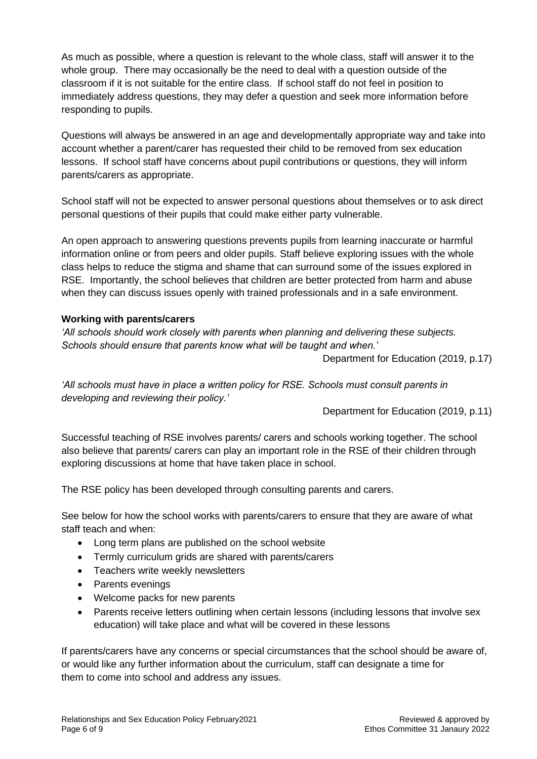As much as possible, where a question is relevant to the whole class, staff will answer it to the whole group. There may occasionally be the need to deal with a question outside of the classroom if it is not suitable for the entire class. If school staff do not feel in position to immediately address questions, they may defer a question and seek more information before responding to pupils.

Questions will always be answered in an age and developmentally appropriate way and take into account whether a parent/carer has requested their child to be removed from sex education lessons. If school staff have concerns about pupil contributions or questions, they will inform parents/carers as appropriate.

School staff will not be expected to answer personal questions about themselves or to ask direct personal questions of their pupils that could make either party vulnerable.

An open approach to answering questions prevents pupils from learning inaccurate or harmful information online or from peers and older pupils. Staff believe exploring issues with the whole class helps to reduce the stigma and shame that can surround some of the issues explored in RSE. Importantly, the school believes that children are better protected from harm and abuse when they can discuss issues openly with trained professionals and in a safe environment.

**Working with parents/carers**

*'All schools should work closely with parents when planning and delivering these subjects. Schools should ensure that parents know what will be taught and when.'*

Department for Education (2019, p.17)

*'All schools must have in place a written policy for RSE. Schools must consult parents in developing and reviewing their policy.'*

Department for Education (2019, p.11)

Successful teaching of RSE involves parents/ carers and schools working together. The school also believe that parents/ carers can play an important role in the RSE of their children through exploring discussions at home that have taken place in school.

The RSE policy has been developed through consulting parents and carers.

See below for how the school works with parents/carers to ensure that they are aware of what staff teach and when:

- Long term plans are published on the school website
- Termly curriculum grids are shared with parents/carers
- Teachers write weekly newsletters
- Parents evenings
- Welcome packs for new parents
- Parents receive letters outlining when certain lessons (including lessons that involve sex education) will take place and what will be covered in these lessons

If parents/carers have any concerns or special circumstances that the school should be aware of, or would like any further information about the curriculum, staff can designate a time for them to come into school and address any issues.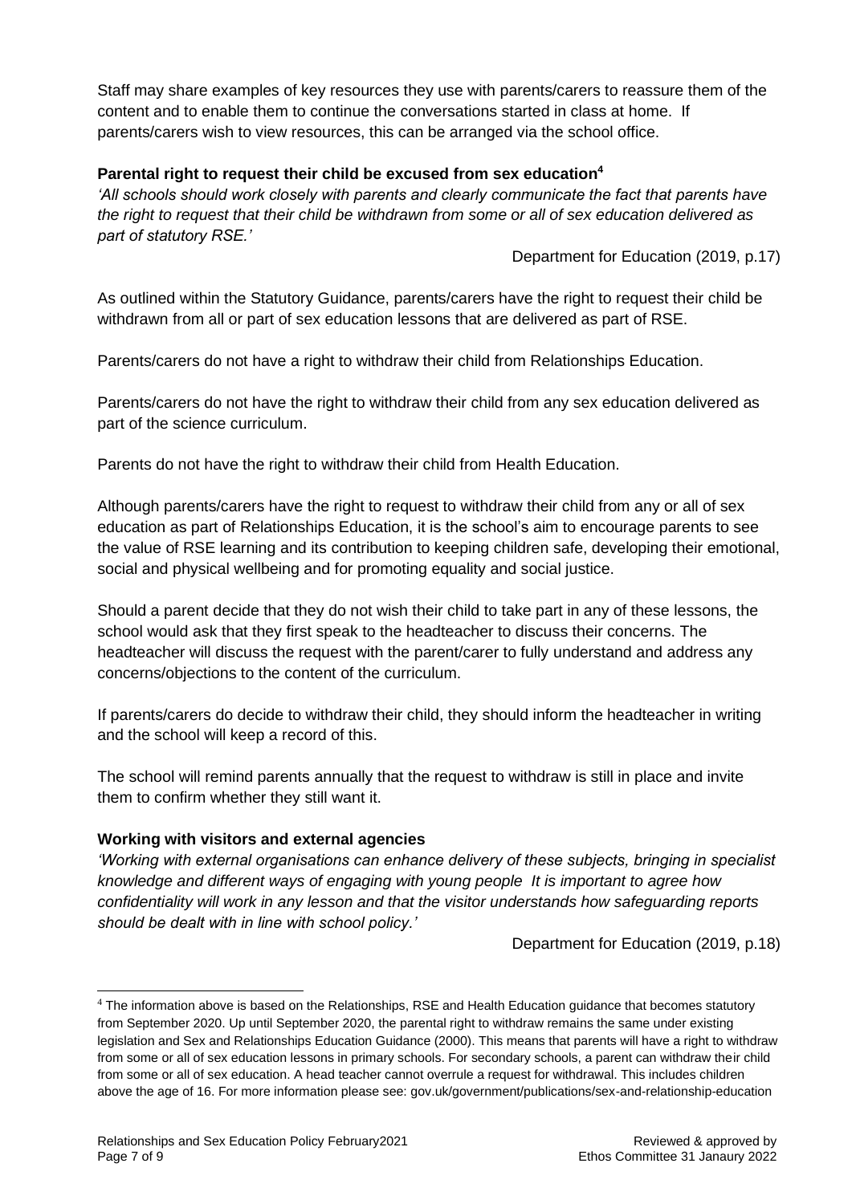Staff may share examples of key resources they use with parents/carers to reassure them of the content and to enable them to continue the conversations started in class at home. If parents/carers wish to view resources, this can be arranged via the school office.

**Parental right to request their child be excused from sex education[4]**

*'All schools should work closely with parents and clearly communicate the fact that parents have the right to request that their child be withdrawn from some or all of sex education delivered as part of statutory RSE.'*

Department for Education (2019, p.17)

As outlined within the Statutory Guidance, parents/carers have the right to request their child be withdrawn from all or part of sex education lessons that are delivered as part of RSE.

Parents/carers do not have a right to withdraw their child from Relationships Education.

Parents/carers do not have the right to withdraw their child from any sex education delivered as part of the science curriculum.

Parents do not have the right to withdraw their child from Health Education.

Although parents/carers have the right to request to withdraw their child from any or all of sex education as part of Relationships Education, it is the school's aim to encourage parents to see the value of RSE learning and its contribution to keeping children safe, developing their emotional, social and physical wellbeing and for promoting equality and social justice.

Should a parent decide that they do not wish their child to take part in any of these lessons, the school would ask that they first speak to the headteacher to discuss their concerns. The headteacher will discuss the request with the parent/carer to fully understand and address any concerns/objections to the content of the curriculum.

If parents/carers do decide to withdraw their child, they should inform the headteacher in writing and the school will keep a record of this.

The school will remind parents annually that the request to withdraw is still in place and invite them to confirm whether they still want it.

**Working with visitors and external agencies**

*'Working with external organisations can enhance delivery of these subjects, bringing in specialist knowledge and different ways of engaging with young people It is important to agree how confidentiality will work in any lesson and that the visitor understands how safeguarding reports should be dealt with in line with school policy.'*

Department for Education (2019, p.18)

---

[4] The information above is based on the Relationships, RSE and Health Education guidance that becomes statutory from September 2020. Up until September 2020, the parental right to withdraw remains the same under existing legislation and Sex and Relationships Education Guidance (2000). This means that parents will have a right to withdraw from some or all of sex education lessons in primary schools. For secondary schools, a parent can withdraw their child from some or all of sex education. A head teacher cannot overrule a request for withdrawal. This includes children above the age of 16. For more information please see: gov.uk/government/publications/sex-and-relationship-education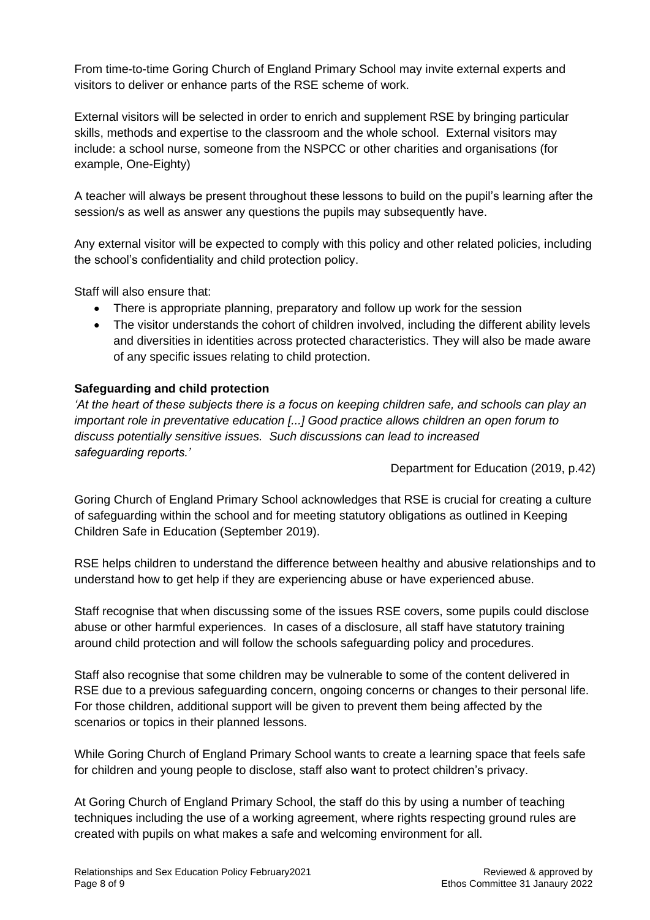From time-to-time Goring Church of England Primary School may invite external experts and visitors to deliver or enhance parts of the RSE scheme of work.

External visitors will be selected in order to enrich and supplement RSE by bringing particular skills, methods and expertise to the classroom and the whole school. External visitors may include: a school nurse, someone from the NSPCC or other charities and organisations (for example, One-Eighty)

A teacher will always be present throughout these lessons to build on the pupil's learning after the session/s as well as answer any questions the pupils may subsequently have.

Any external visitor will be expected to comply with this policy and other related policies, including the school's confidentiality and child protection policy.

Staff will also ensure that:

- There is appropriate planning, preparatory and follow up work for the session
- The visitor understands the cohort of children involved, including the different ability levels and diversities in identities across protected characteristics. They will also be made aware of any specific issues relating to child protection.

**Safeguarding and child protection**

*'At the heart of these subjects there is a focus on keeping children safe, and schools can play an important role in preventative education [...] Good practice allows children an open forum to discuss potentially sensitive issues. Such discussions can lead to increased safeguarding reports.'*

Department for Education (2019, p.42)

Goring Church of England Primary School acknowledges that RSE is crucial for creating a culture of safeguarding within the school and for meeting statutory obligations as outlined in Keeping Children Safe in Education (September 2019).

RSE helps children to understand the difference between healthy and abusive relationships and to understand how to get help if they are experiencing abuse or have experienced abuse.

Staff recognise that when discussing some of the issues RSE covers, some pupils could disclose abuse or other harmful experiences. In cases of a disclosure, all staff have statutory training around child protection and will follow the schools safeguarding policy and procedures.

Staff also recognise that some children may be vulnerable to some of the content delivered in RSE due to a previous safeguarding concern, ongoing concerns or changes to their personal life. For those children, additional support will be given to prevent them being affected by the scenarios or topics in their planned lessons.

While Goring Church of England Primary School wants to create a learning space that feels safe for children and young people to disclose, staff also want to protect children's privacy.

At Goring Church of England Primary School, the staff do this by using a number of teaching techniques including the use of a working agreement, where rights respecting ground rules are created with pupils on what makes a safe and welcoming environment for all.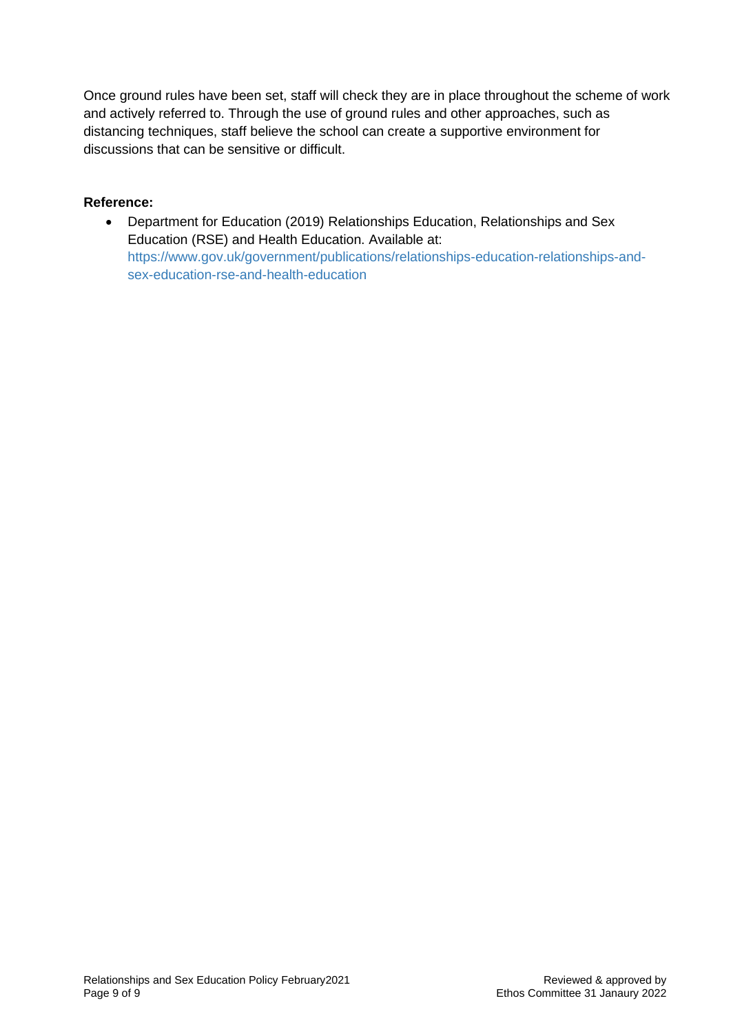Once ground rules have been set, staff will check they are in place throughout the scheme of work and actively referred to. Through the use of ground rules and other approaches, such as distancing techniques, staff believe the school can create a supportive environment for discussions that can be sensitive or difficult.

**Reference:**

- Department for Education (2019) Relationships Education, Relationships and Sex Education (RSE) and Health Education. Available at: https://www.gov.uk/government/publications/relationships-education-relationships-and-sex-education-rse-and-health-education